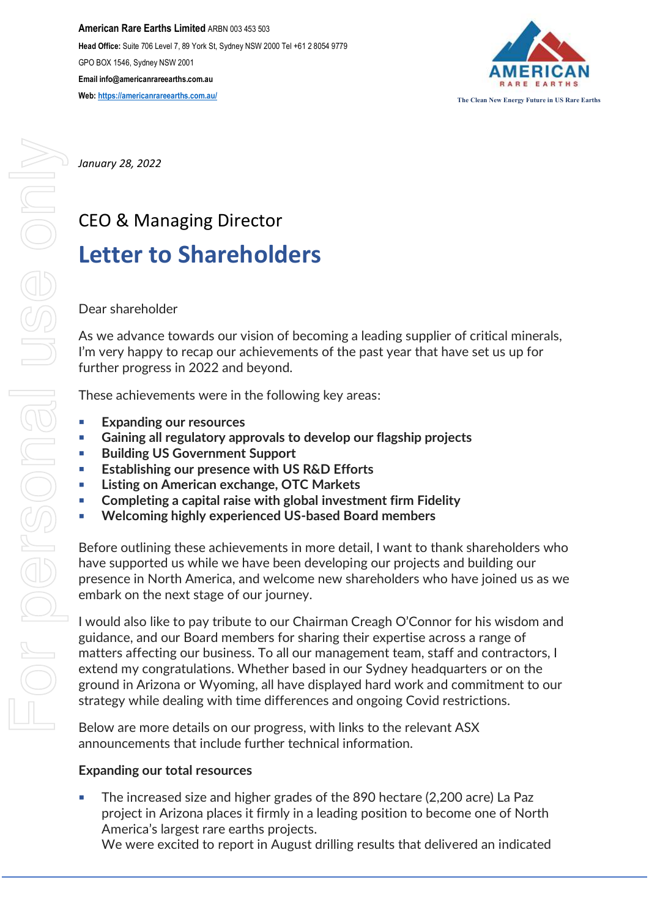**American Rare Earths Limited** ARBN 003 453 503
**Head Office:** Suite 706 Level 7, 89 York St, Sydney NSW 2000 Tel +61 2 8054 9779
GPO BOX 1546, Sydney NSW 2001
**Email** info@americanrareearths.com.au
**Web:** https://americanrareearths.com.au/

AMERICAN RARE EARTHS
The Clean New Energy Future in US Rare Earths

*January 28, 2022*

## CEO & Managing Director

# Letter to Shareholders

Dear shareholder

As we advance towards our vision of becoming a leading supplier of critical minerals, I'm very happy to recap our achievements of the past year that have set us up for further progress in 2022 and beyond.

These achievements were in the following key areas:

- **Expanding our resources**
- **Gaining all regulatory approvals to develop our flagship projects**
- **Building US Government Support**
- **Establishing our presence with US R&D Efforts**
- **Listing on American exchange, OTC Markets**
- **Completing a capital raise with global investment firm Fidelity**
- **Welcoming highly experienced US-based Board members**

Before outlining these achievements in more detail, I want to thank shareholders who have supported us while we have been developing our projects and building our presence in North America, and welcome new shareholders who have joined us as we embark on the next stage of our journey.

I would also like to pay tribute to our Chairman Creagh O'Connor for his wisdom and guidance, and our Board members for sharing their expertise across a range of matters affecting our business. To all our management team, staff and contractors, I extend my congratulations. Whether based in our Sydney headquarters or on the ground in Arizona or Wyoming, all have displayed hard work and commitment to our strategy while dealing with time differences and ongoing Covid restrictions.

Below are more details on our progress, with links to the relevant ASX announcements that include further technical information.

**Expanding our total resources**

- The increased size and higher grades of the 890 hectare (2,200 acre) La Paz project in Arizona places it firmly in a leading position to become one of North America's largest rare earths projects.
  We were excited to report in August drilling results that delivered an indicated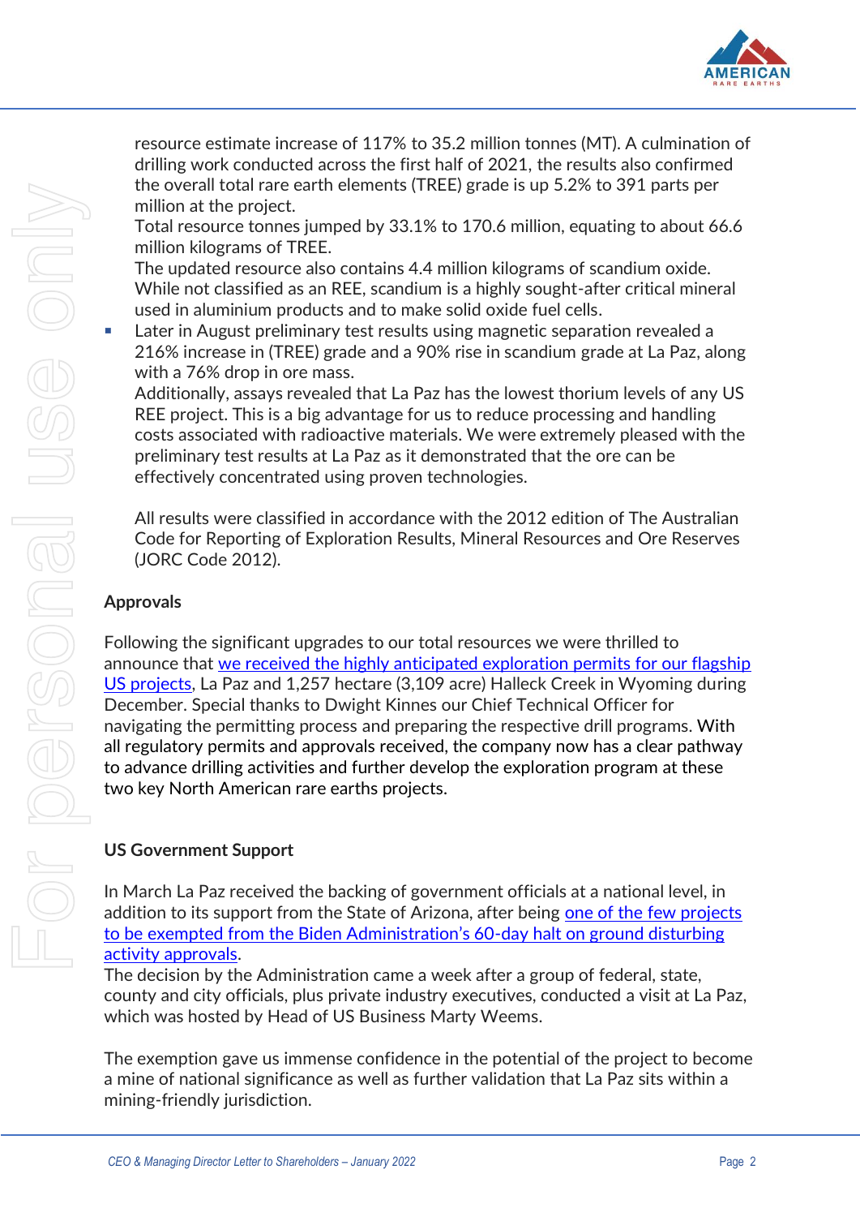resource estimate increase of 117% to 35.2 million tonnes (MT). A culmination of drilling work conducted across the first half of 2021, the results also confirmed the overall total rare earth elements (TREE) grade is up 5.2% to 391 parts per million at the project.
Total resource tonnes jumped by 33.1% to 170.6 million, equating to about 66.6 million kilograms of TREE.
The updated resource also contains 4.4 million kilograms of scandium oxide. While not classified as an REE, scandium is a highly sought-after critical mineral used in aluminium products and to make solid oxide fuel cells.

- Later in August preliminary test results using magnetic separation revealed a 216% increase in (TREE) grade and a 90% rise in scandium grade at La Paz, along with a 76% drop in ore mass.
  Additionally, assays revealed that La Paz has the lowest thorium levels of any US REE project. This is a big advantage for us to reduce processing and handling costs associated with radioactive materials. We were extremely pleased with the preliminary test results at La Paz as it demonstrated that the ore can be effectively concentrated using proven technologies.

  All results were classified in accordance with the 2012 edition of The Australian Code for Reporting of Exploration Results, Mineral Resources and Ore Reserves (JORC Code 2012).

**Approvals**

Following the significant upgrades to our total resources we were thrilled to announce that we received the highly anticipated exploration permits for our flagship US projects, La Paz and 1,257 hectare (3,109 acre) Halleck Creek in Wyoming during December. Special thanks to Dwight Kinnes our Chief Technical Officer for navigating the permitting process and preparing the respective drill programs. With all regulatory permits and approvals received, the company now has a clear pathway to advance drilling activities and further develop the exploration program at these two key North American rare earths projects.

**US Government Support**

In March La Paz received the backing of government officials at a national level, in addition to its support from the State of Arizona, after being one of the few projects to be exempted from the Biden Administration's 60-day halt on ground disturbing activity approvals.
The decision by the Administration came a week after a group of federal, state, county and city officials, plus private industry executives, conducted a visit at La Paz, which was hosted by Head of US Business Marty Weems.

The exemption gave us immense confidence in the potential of the project to become a mine of national significance as well as further validation that La Paz sits within a mining-friendly jurisdiction.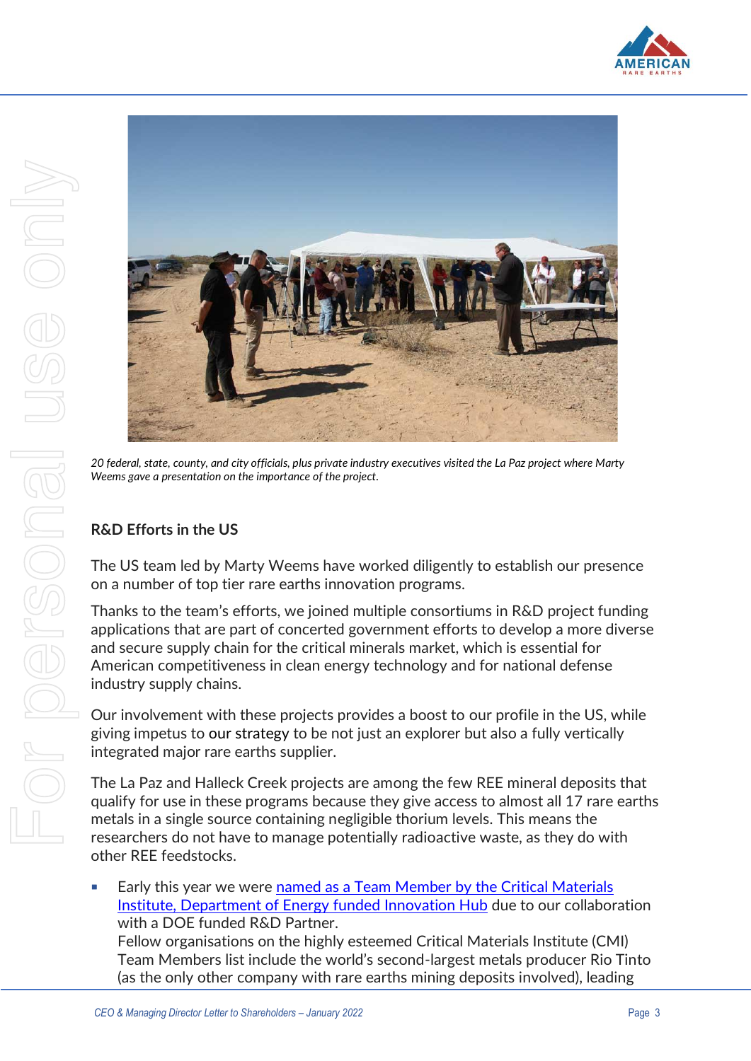*20 federal, state, county, and city officials, plus private industry executives visited the La Paz project where Marty Weems gave a presentation on the importance of the project.*

## R&D Efforts in the US

The US team led by Marty Weems have worked diligently to establish our presence on a number of top tier rare earths innovation programs.

Thanks to the team's efforts, we joined multiple consortiums in R&D project funding applications that are part of concerted government efforts to develop a more diverse and secure supply chain for the critical minerals market, which is essential for American competitiveness in clean energy technology and for national defense industry supply chains.

Our involvement with these projects provides a boost to our profile in the US, while giving impetus to our strategy to be not just an explorer but also a fully vertically integrated major rare earths supplier.

The La Paz and Halleck Creek projects are among the few REE mineral deposits that qualify for use in these programs because they give access to almost all 17 rare earths metals in a single source containing negligible thorium levels. This means the researchers do not have to manage potentially radioactive waste, as they do with other REE feedstocks.

- Early this year we were named as a Team Member by the Critical Materials Institute, Department of Energy funded Innovation Hub due to our collaboration with a DOE funded R&D Partner.
  Fellow organisations on the highly esteemed Critical Materials Institute (CMI) Team Members list include the world's second-largest metals producer Rio Tinto (as the only other company with rare earths mining deposits involved), leading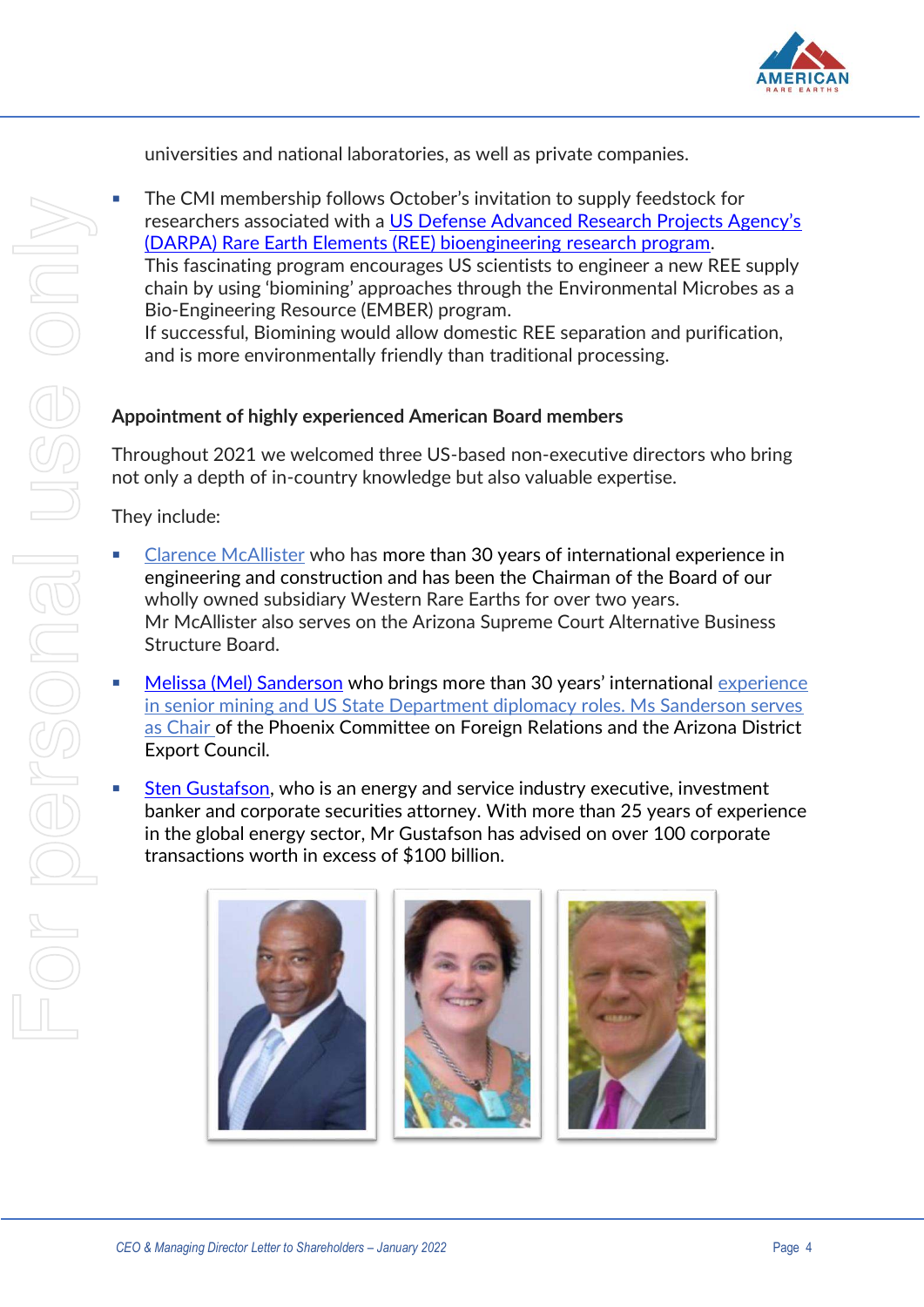universities and national laboratories, as well as private companies.

- The CMI membership follows October's invitation to supply feedstock for researchers associated with a US Defense Advanced Research Projects Agency's (DARPA) Rare Earth Elements (REE) bioengineering research program.
This fascinating program encourages US scientists to engineer a new REE supply chain by using 'biomining' approaches through the Environmental Microbes as a Bio-Engineering Resource (EMBER) program.
If successful, Biomining would allow domestic REE separation and purification, and is more environmentally friendly than traditional processing.

**Appointment of highly experienced American Board members**

Throughout 2021 we welcomed three US-based non-executive directors who bring not only a depth of in-country knowledge but also valuable expertise.

They include:

- Clarence McAllister who has more than 30 years of international experience in engineering and construction and has been the Chairman of the Board of our wholly owned subsidiary Western Rare Earths for over two years.
Mr McAllister also serves on the Arizona Supreme Court Alternative Business Structure Board.

- Melissa (Mel) Sanderson who brings more than 30 years' international experience in senior mining and US State Department diplomacy roles. Ms Sanderson serves as Chair of the Phoenix Committee on Foreign Relations and the Arizona District Export Council.

- Sten Gustafson, who is an energy and service industry executive, investment banker and corporate securities attorney. With more than 25 years of experience in the global energy sector, Mr Gustafson has advised on over 100 corporate transactions worth in excess of $100 billion.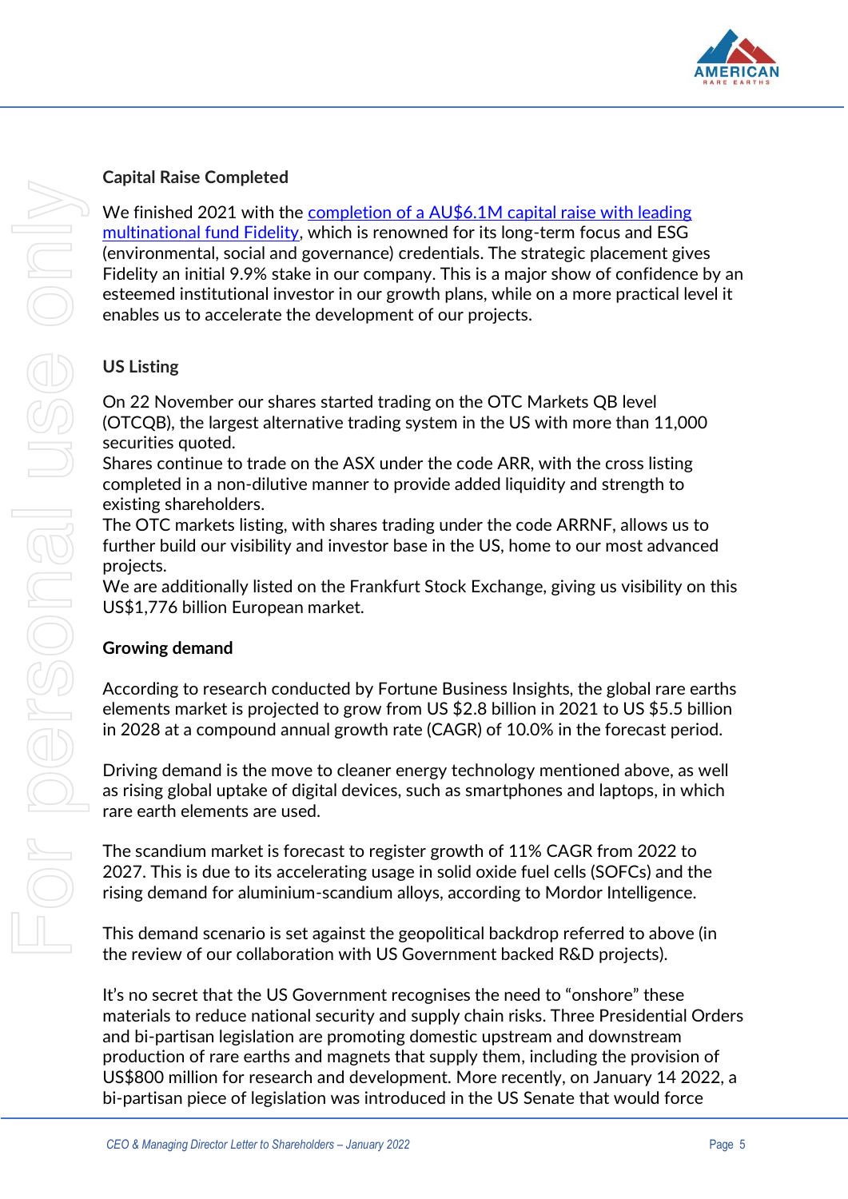## Capital Raise Completed

We finished 2021 with the completion of a AU$6.1M capital raise with leading multinational fund Fidelity, which is renowned for its long-term focus and ESG (environmental, social and governance) credentials. The strategic placement gives Fidelity an initial 9.9% stake in our company. This is a major show of confidence by an esteemed institutional investor in our growth plans, while on a more practical level it enables us to accelerate the development of our projects.

## US Listing

On 22 November our shares started trading on the OTC Markets QB level (OTCQB), the largest alternative trading system in the US with more than 11,000 securities quoted.
Shares continue to trade on the ASX under the code ARR, with the cross listing completed in a non-dilutive manner to provide added liquidity and strength to existing shareholders.
The OTC markets listing, with shares trading under the code ARRNF, allows us to further build our visibility and investor base in the US, home to our most advanced projects.
We are additionally listed on the Frankfurt Stock Exchange, giving us visibility on this US$1,776 billion European market.

## Growing demand

According to research conducted by Fortune Business Insights, the global rare earths elements market is projected to grow from US $2.8 billion in 2021 to US $5.5 billion in 2028 at a compound annual growth rate (CAGR) of 10.0% in the forecast period.

Driving demand is the move to cleaner energy technology mentioned above, as well as rising global uptake of digital devices, such as smartphones and laptops, in which rare earth elements are used.

The scandium market is forecast to register growth of 11% CAGR from 2022 to 2027. This is due to its accelerating usage in solid oxide fuel cells (SOFCs) and the rising demand for aluminium-scandium alloys, according to Mordor Intelligence.

This demand scenario is set against the geopolitical backdrop referred to above (in the review of our collaboration with US Government backed R&D projects).

It's no secret that the US Government recognises the need to "onshore" these materials to reduce national security and supply chain risks. Three Presidential Orders and bi-partisan legislation are promoting domestic upstream and downstream production of rare earths and magnets that supply them, including the provision of US$800 million for research and development. More recently, on January 14 2022, a bi-partisan piece of legislation was introduced in the US Senate that would force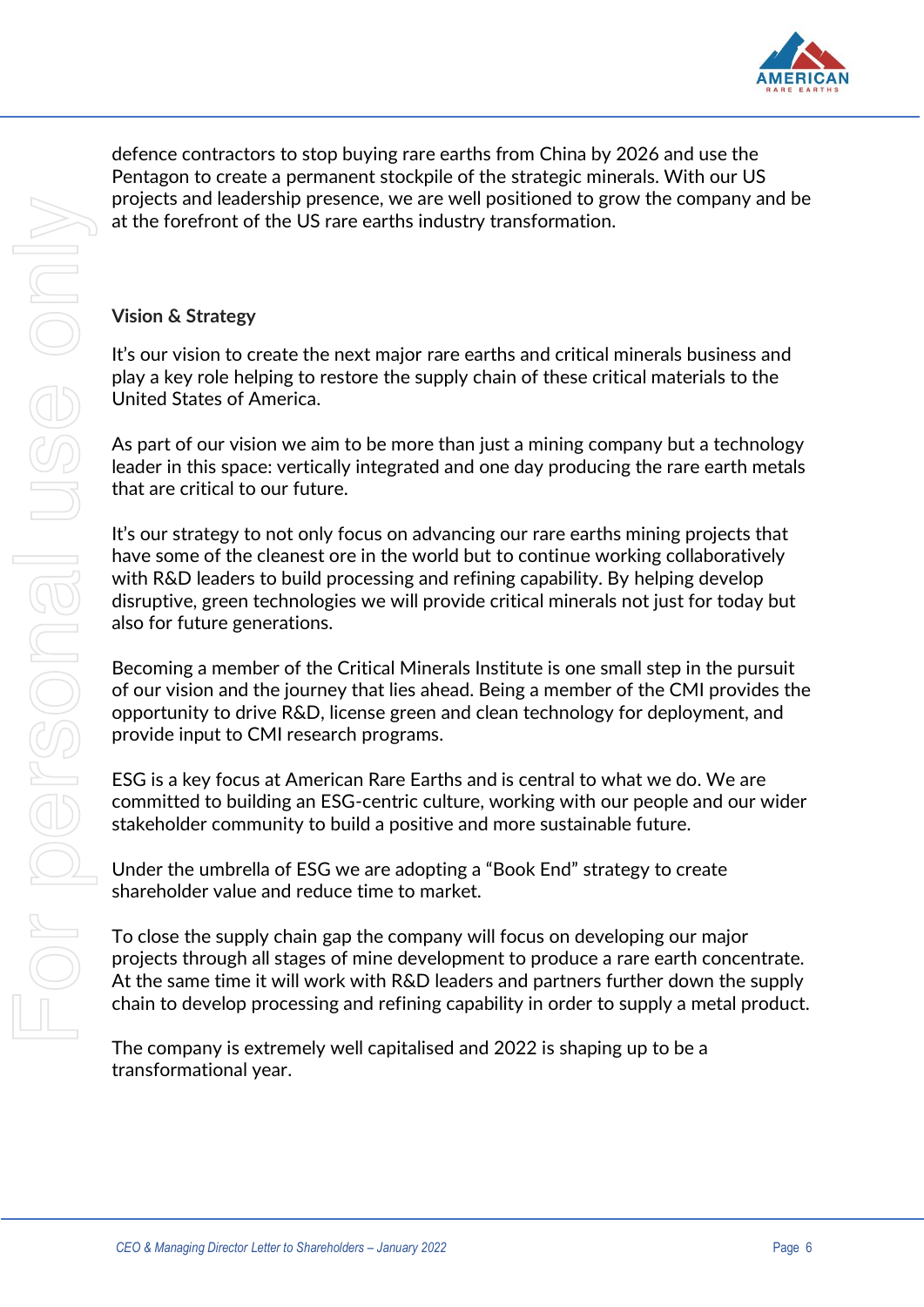defence contractors to stop buying rare earths from China by 2026 and use the Pentagon to create a permanent stockpile of the strategic minerals. With our US projects and leadership presence, we are well positioned to grow the company and be at the forefront of the US rare earths industry transformation.

## Vision & Strategy

It's our vision to create the next major rare earths and critical minerals business and play a key role helping to restore the supply chain of these critical materials to the United States of America.

As part of our vision we aim to be more than just a mining company but a technology leader in this space: vertically integrated and one day producing the rare earth metals that are critical to our future.

It's our strategy to not only focus on advancing our rare earths mining projects that have some of the cleanest ore in the world but to continue working collaboratively with R&D leaders to build processing and refining capability. By helping develop disruptive, green technologies we will provide critical minerals not just for today but also for future generations.

Becoming a member of the Critical Minerals Institute is one small step in the pursuit of our vision and the journey that lies ahead. Being a member of the CMI provides the opportunity to drive R&D, license green and clean technology for deployment, and provide input to CMI research programs.

ESG is a key focus at American Rare Earths and is central to what we do. We are committed to building an ESG-centric culture, working with our people and our wider stakeholder community to build a positive and more sustainable future.

Under the umbrella of ESG we are adopting a "Book End" strategy to create shareholder value and reduce time to market.

To close the supply chain gap the company will focus on developing our major projects through all stages of mine development to produce a rare earth concentrate. At the same time it will work with R&D leaders and partners further down the supply chain to develop processing and refining capability in order to supply a metal product.

The company is extremely well capitalised and 2022 is shaping up to be a transformational year.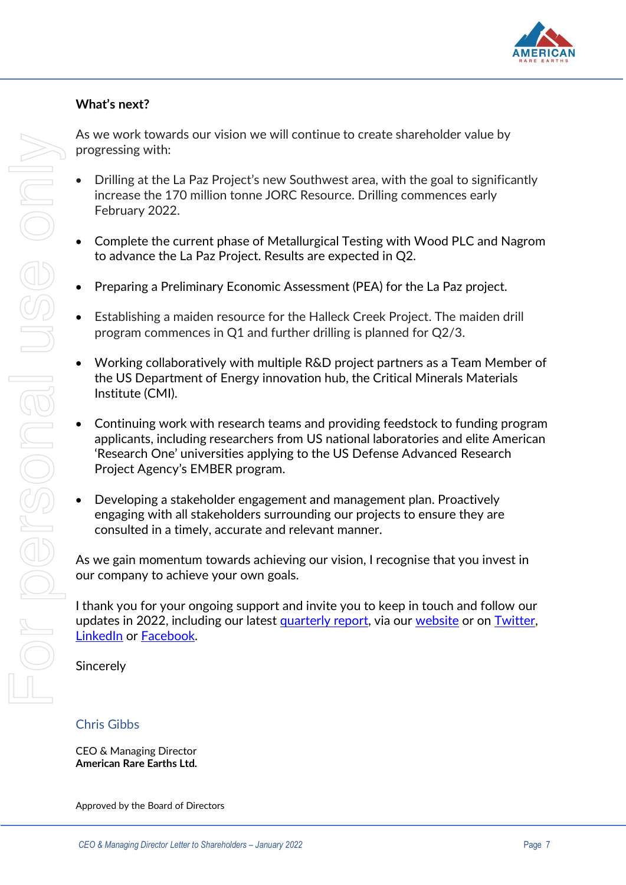**What's next?**

As we work towards our vision we will continue to create shareholder value by progressing with:

- Drilling at the La Paz Project's new Southwest area, with the goal to significantly increase the 170 million tonne JORC Resource. Drilling commences early February 2022.
- Complete the current phase of Metallurgical Testing with Wood PLC and Nagrom to advance the La Paz Project. Results are expected in Q2.
- Preparing a Preliminary Economic Assessment (PEA) for the La Paz project.
- Establishing a maiden resource for the Halleck Creek Project. The maiden drill program commences in Q1 and further drilling is planned for Q2/3.
- Working collaboratively with multiple R&D project partners as a Team Member of the US Department of Energy innovation hub, the Critical Minerals Materials Institute (CMI).
- Continuing work with research teams and providing feedstock to funding program applicants, including researchers from US national laboratories and elite American 'Research One' universities applying to the US Defense Advanced Research Project Agency's EMBER program.
- Developing a stakeholder engagement and management plan. Proactively engaging with all stakeholders surrounding our projects to ensure they are consulted in a timely, accurate and relevant manner.

As we gain momentum towards achieving our vision, I recognise that you invest in our company to achieve your own goals.

I thank you for your ongoing support and invite you to keep in touch and follow our updates in 2022, including our latest quarterly report, via our website or on Twitter, LinkedIn or Facebook.

Sincerely

Chris Gibbs

CEO & Managing Director
**American Rare Earths Ltd.**

Approved by the Board of Directors